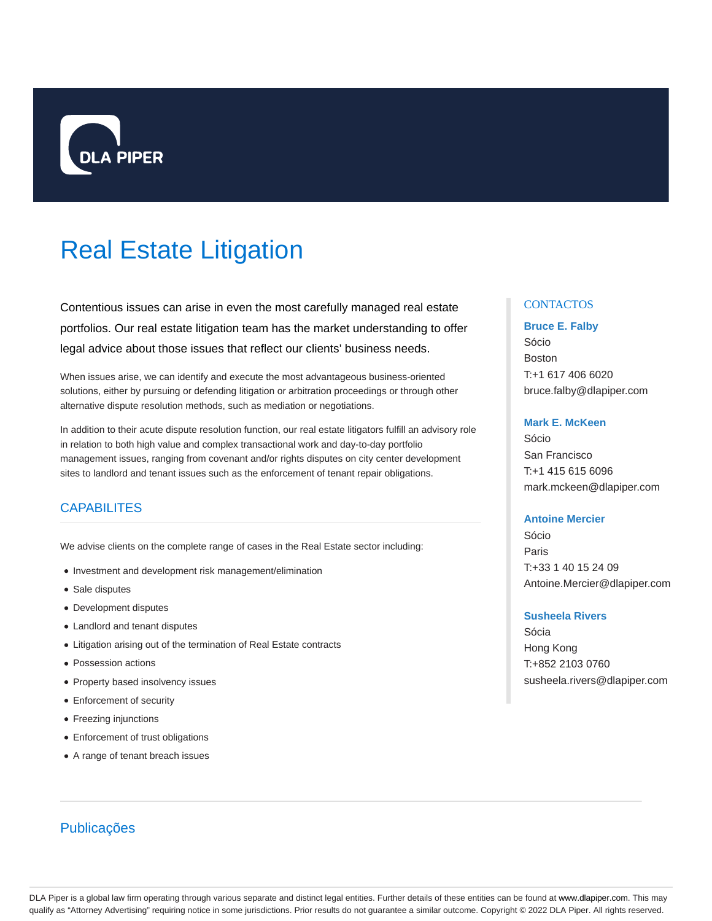# Real Estate Litigation

Contentious issues can arise in even the most carefully managed real estate portfolios. Our real estate litigation team has the market understanding to offer legal advice about those issues that reflect our clients' business needs.

When issues arise, we can identify and execute the most advantageous business-oriented solutions, either by pursuing or defending litigation or arbitration proceedings or through other alternative dispute resolution methods, such as mediation or negotiations.

In addition to their acute dispute resolution function, our real estate litigators fulfill an advisory role in relation to both high value and complex transactional work and day-to-day portfolio management issues, ranging from covenant and/or rights disputes on city center development sites to landlord and tenant issues such as the enforcement of tenant repair obligations.

## CAPABILITES

We advise clients on the complete range of cases in the Real Estate sector including:

- Investment and development risk management/elimination
- Sale disputes
- Development disputes
- Landlord and tenant disputes
- Litigation arising out of the termination of Real Estate contracts
- Possession actions
- Property based insolvency issues
- Enforcement of security
- Freezing injunctions
- Enforcement of trust obligations
- A range of tenant breach issues

## CONTACTOS

**Bruce E. Falby**
Sócio
Boston
T:+1 617 406 6020
bruce.falby@dlapiper.com

**Mark E. McKeen**
Sócio
San Francisco
T:+1 415 615 6096
mark.mckeen@dlapiper.com

**Antoine Mercier**
Sócio
Paris
T:+33 1 40 15 24 09
Antoine.Mercier@dlapiper.com

**Susheela Rivers**
Sócia
Hong Kong
T:+852 2103 0760
susheela.rivers@dlapiper.com

## Publicações

DLA Piper is a global law firm operating through various separate and distinct legal entities. Further details of these entities can be found at www.dlapiper.com. This may qualify as "Attorney Advertising" requiring notice in some jurisdictions. Prior results do not guarantee a similar outcome. Copyright © 2022 DLA Piper. All rights reserved.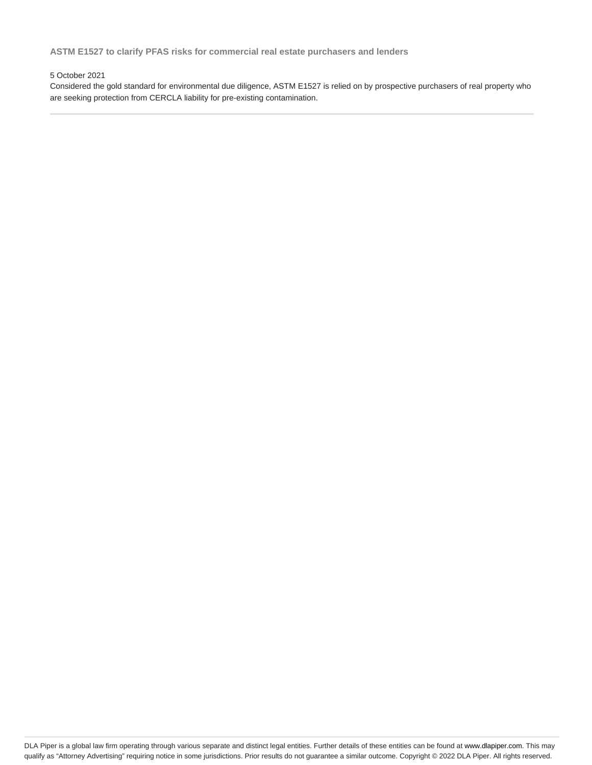**ASTM E1527 to clarify PFAS risks for commercial real estate purchasers and lenders**

5 October 2021

Considered the gold standard for environmental due diligence, ASTM E1527 is relied on by prospective purchasers of real property who are seeking protection from CERCLA liability for pre-existing contamination.

DLA Piper is a global law firm operating through various separate and distinct legal entities. Further details of these entities can be found at www.dlapiper.com. This may qualify as "Attorney Advertising" requiring notice in some jurisdictions. Prior results do not guarantee a similar outcome. Copyright © 2022 DLA Piper. All rights reserved.